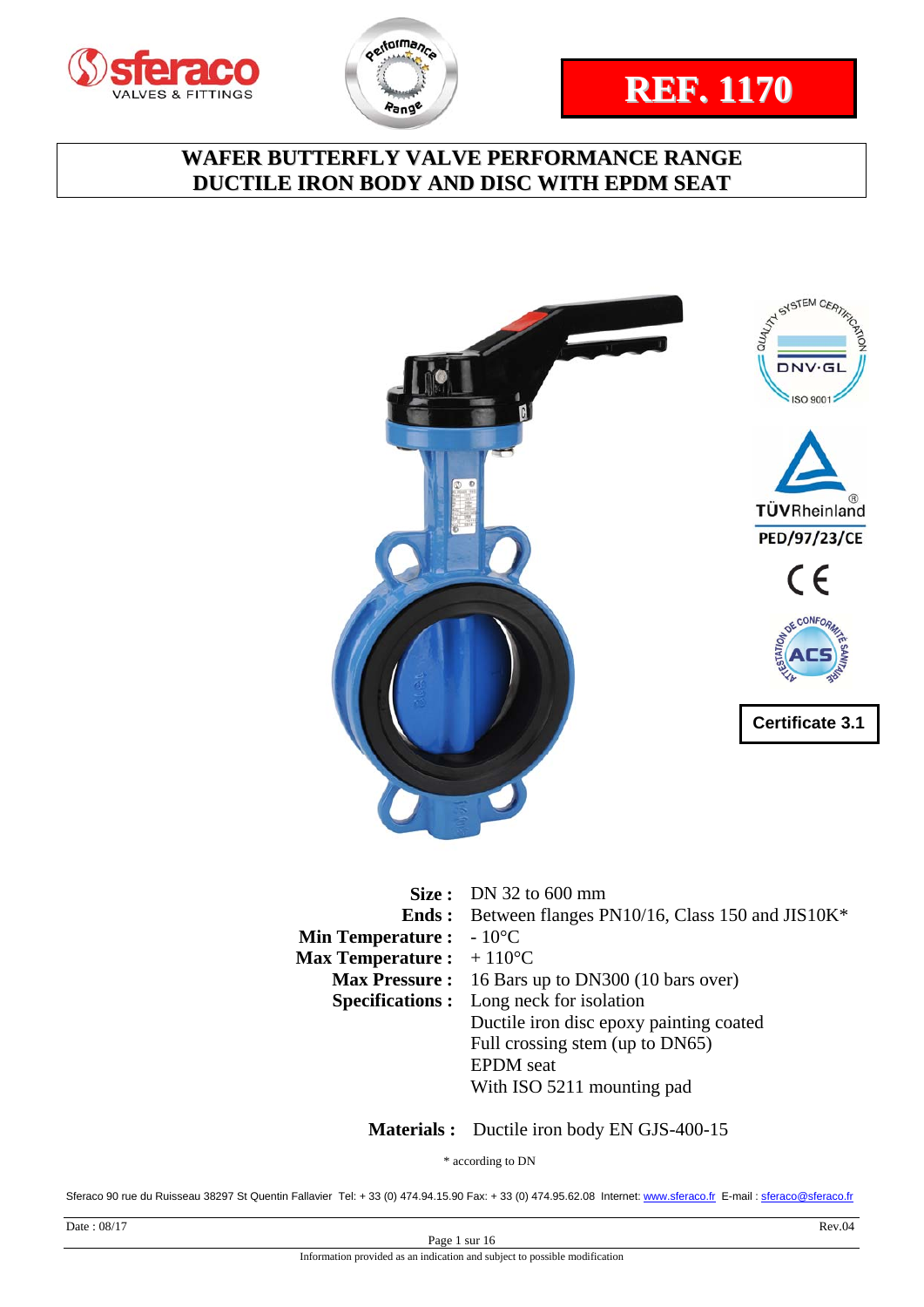# REF. 1170

## WAFER BUTTERFLY VALVE PERFORMANCE RANGE
## DUCTILE IRON BODY AND DISC WITH EPDM SEAT

**Certificate 3.1**

| | |
|---|---|
| **Size :** | DN 32 to 600 mm |
| **Ends :** | Between flanges PN10/16, Class 150 and JIS10K* |
| **Min Temperature :** | - 10°C |
| **Max Temperature :** | + 110°C |
| **Max Pressure :** | 16 Bars up to DN300 (10 bars over) |
| **Specifications :** | Long neck for isolation |
| | Ductile iron disc epoxy painting coated |
| | Full crossing stem (up to DN65) |
| | EPDM seat |
| | With ISO 5211 mounting pad |

**Materials :** Ductile iron body EN GJS-400-15

\* according to DN

Sferaco 90 rue du Ruisseau 38297 St Quentin Fallavier Tel: + 33 (0) 474.94.15.90 Fax: + 33 (0) 474.95.62.08 Internet: www.sferaco.fr E-mail : sferaco@sferaco.fr

Date : 08/17 Rev.04

Information provided as an indication and subject to possible modification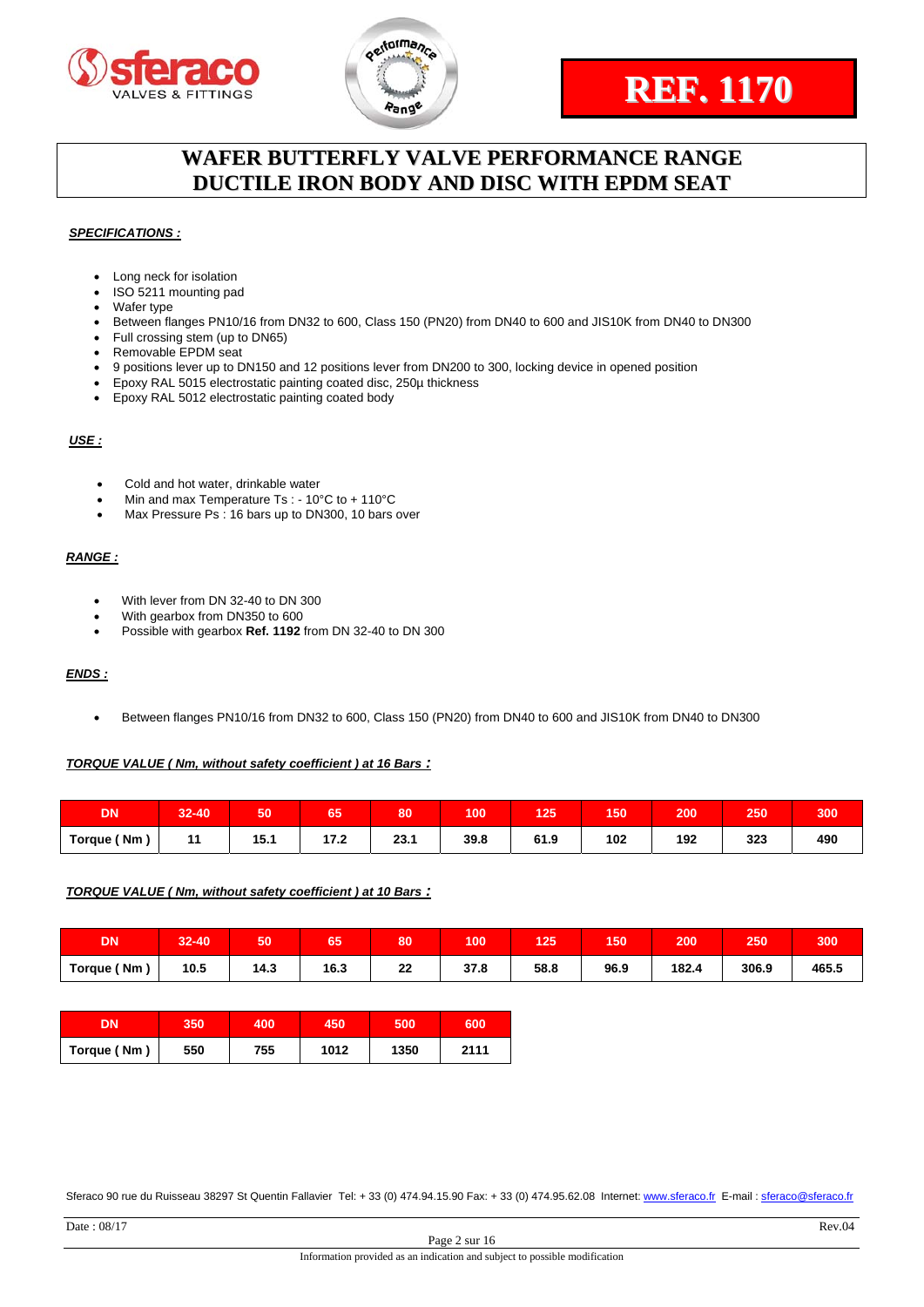# REF. 1170

## WAFER BUTTERFLY VALVE PERFORMANCE RANGE
## DUCTILE IRON BODY AND DISC WITH EPDM SEAT

***SPECIFICATIONS :***

- Long neck for isolation
- ISO 5211 mounting pad
- Wafer type
- Between flanges PN10/16 from DN32 to 600, Class 150 (PN20) from DN40 to 600 and JIS10K from DN40 to DN300
- Full crossing stem (up to DN65)
- Removable EPDM seat
- 9 positions lever up to DN150 and 12 positions lever from DN200 to 300, locking device in opened position
- Epoxy RAL 5015 electrostatic painting coated disc, 250µ thickness
- Epoxy RAL 5012 electrostatic painting coated body

***USE :***

- Cold and hot water, drinkable water
- Min and max Temperature Ts : - 10°C to + 110°C
- Max Pressure Ps : 16 bars up to DN300, 10 bars over

***RANGE :***

- With lever from DN 32-40 to DN 300
- With gearbox from DN350 to 600
- Possible with gearbox **Ref. 1192** from DN 32-40 to DN 300

***ENDS :***

- Between flanges PN10/16 from DN32 to 600, Class 150 (PN20) from DN40 to 600 and JIS10K from DN40 to DN300

***TORQUE VALUE ( Nm, without safety coefficient ) at 16 Bars :***

| DN | 32-40 | 50 | 65 | 80 | 100 | 125 | 150 | 200 | 250 | 300 |
|---|---|---|---|---|---|---|---|---|---|---|
| Torque ( Nm ) | 11 | 15.1 | 17.2 | 23.1 | 39.8 | 61.9 | 102 | 192 | 323 | 490 |

***TORQUE VALUE ( Nm, without safety coefficient ) at 10 Bars :***

| DN | 32-40 | 50 | 65 | 80 | 100 | 125 | 150 | 200 | 250 | 300 |
|---|---|---|---|---|---|---|---|---|---|---|
| Torque ( Nm ) | 10.5 | 14.3 | 16.3 | 22 | 37.8 | 58.8 | 96.9 | 182.4 | 306.9 | 465.5 |

| DN | 350 | 400 | 450 | 500 | 600 |
|---|---|---|---|---|---|
| Torque ( Nm ) | 550 | 755 | 1012 | 1350 | 2111 |

Sferaco 90 rue du Ruisseau 38297 St Quentin Fallavier Tel: + 33 (0) 474.94.15.90 Fax: + 33 (0) 474.95.62.08 Internet: www.sferaco.fr E-mail : sferaco@sferaco.fr

Date : 08/17 Rev.04

Information provided as an indication and subject to possible modification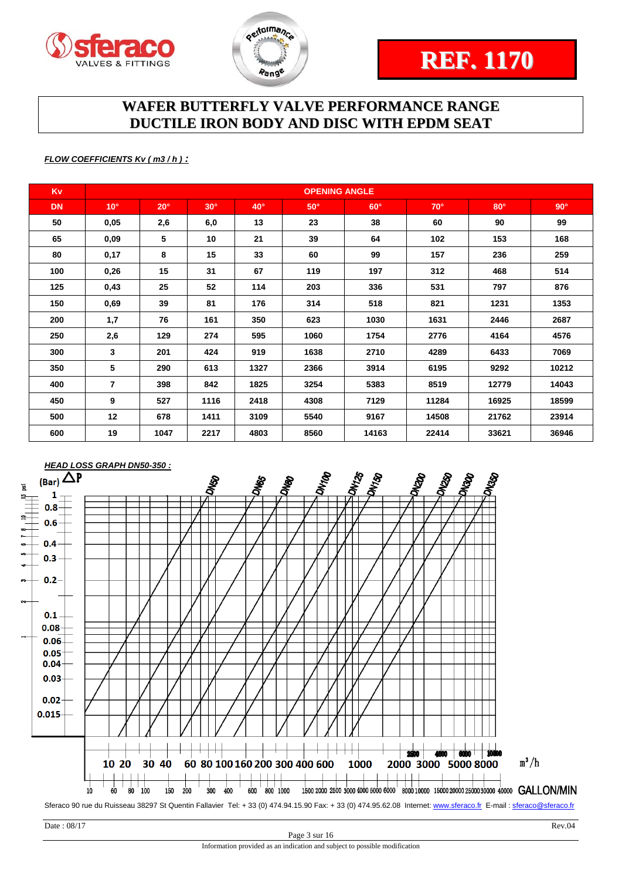**REF. 1170**

# WAFER BUTTERFLY VALVE PERFORMANCE RANGE
# DUCTILE IRON BODY AND DISC WITH EPDM SEAT

***FLOW COEFFICIENTS Kv ( m3 / h ) :***

| Kv | OPENING ANGLE | | | | | | | | |
|---|---|---|---|---|---|---|---|---|---|
| **DN** | **10°** | **20°** | **30°** | **40°** | **50°** | **60°** | **70°** | **80°** | **90°** |
| 50 | 0,05 | 2,6 | 6,0 | 13 | 23 | 38 | 60 | 90 | 99 |
| 65 | 0,09 | 5 | 10 | 21 | 39 | 64 | 102 | 153 | 168 |
| 80 | 0,17 | 8 | 15 | 33 | 60 | 99 | 157 | 236 | 259 |
| 100 | 0,26 | 15 | 31 | 67 | 119 | 197 | 312 | 468 | 514 |
| 125 | 0,43 | 25 | 52 | 114 | 203 | 336 | 531 | 797 | 876 |
| 150 | 0,69 | 39 | 81 | 176 | 314 | 518 | 821 | 1231 | 1353 |
| 200 | 1,7 | 76 | 161 | 350 | 623 | 1030 | 1631 | 2446 | 2687 |
| 250 | 2,6 | 129 | 274 | 595 | 1060 | 1754 | 2776 | 4164 | 4576 |
| 300 | 3 | 201 | 424 | 919 | 1638 | 2710 | 4289 | 6433 | 7069 |
| 350 | 5 | 290 | 613 | 1327 | 2366 | 3914 | 6195 | 9292 | 10212 |
| 400 | 7 | 398 | 842 | 1825 | 3254 | 5383 | 8519 | 12779 | 14043 |
| 450 | 9 | 527 | 1116 | 2418 | 4308 | 7129 | 11284 | 16925 | 18599 |
| 500 | 12 | 678 | 1411 | 3109 | 5540 | 9167 | 14508 | 21762 | 23914 |
| 600 | 19 | 1047 | 2217 | 4803 | 8560 | 14163 | 22414 | 33621 | 36946 |

***HEAD LOSS GRAPH DN50-350 :***

(Bar) ΔP — 1, 0.8, 0.6, 0.4, 0.3, 0.2, 0.1, 0.08, 0.06, 0.05, 0.04, 0.03, 0.02, 0.015

psi — 15, 10, 8, 7, 6, 5, 4, 3, 2, 1

DN50, DN65, DN80, DN100, DN125, DN150, DN200, DN250, DN300, DN350

$m^3/h$ — 10 20 30 40 60 80 100 160 200 300 400 600 1000 2000 2500 3000 4000 5000 6000 8000 10000

GALLON/MIN — 10 60 80 100 150 200 300 400 600 800 1000 1500 2000 2500 3000 4000 5000 6000 8000 10000 15000 20000 25000 30000 40000

Sferaco 90 rue du Ruisseau 38297 St Quentin Fallavier Tel: + 33 (0) 474.94.15.90 Fax: + 33 (0) 474.95.62.08 Internet: www.sferaco.fr E-mail : sferaco@sferaco.fr

Date : 08/17 Rev.04

Information provided as an indication and subject to possible modification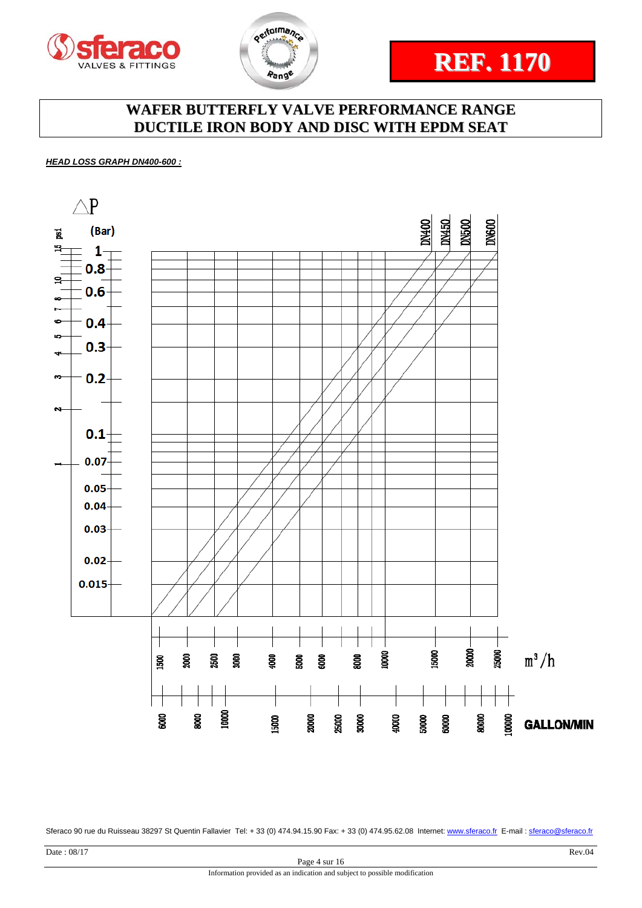**REF. 1170**

# WAFER BUTTERFLY VALVE PERFORMANCE RANGE
# DUCTILE IRON BODY AND DISC WITH EPDM SEAT

***HEAD LOSS GRAPH DN400-600 :***

△P

psi | (Bar)

1 — 0.8 — 0.6 — 0.4 — 0.3 — 0.2 — 0.1 — 0.07 — 0.05 — 0.04 — 0.03 — 0.02 — 0.015

15 — 10 — 8 — 7 — 6 — 5 — 4 — 3 — 2 — 1

DN400 — DN450 — DN500 — DN600

$m^3/h$: 1500 — 2000 — 2500 — 3000 — 4000 — 5000 — 6000 — 8000 — 10000 — 15000 — 20000 — 25000

GALLON/MIN: 6000 — 8000 — 10000 — 15000 — 20000 — 25000 — 30000 — 40000 — 50000 — 60000 — 80000 — 100000

Sferaco 90 rue du Ruisseau 38297 St Quentin Fallavier Tel: + 33 (0) 474.94.15.90 Fax: + 33 (0) 474.95.62.08 Internet: www.sferaco.fr E-mail : sferaco@sferaco.fr

Date : 08/17 Rev.04

Information provided as an indication and subject to possible modification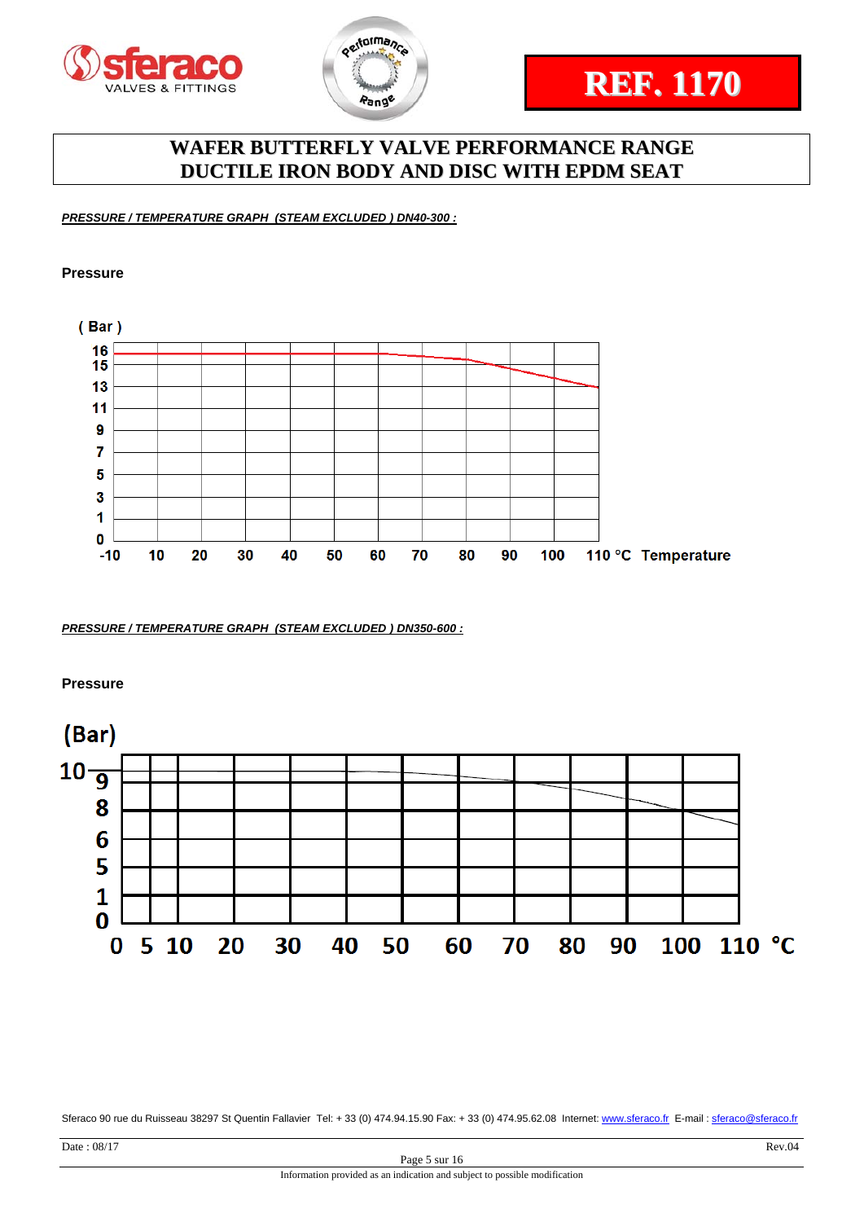# WAFER BUTTERFLY VALVE PERFORMANCE RANGE
# DUCTILE IRON BODY AND DISC WITH EPDM SEAT

***PRESSURE / TEMPERATURE GRAPH (STEAM EXCLUDED ) DN40-300 :***

**Pressure**

( Bar )

16
15
13
11
9
7
5
3
1
0

-10 10 20 30 40 50 60 70 80 90 100 110 °C Temperature

***PRESSURE / TEMPERATURE GRAPH (STEAM EXCLUDED ) DN350-600 :***

**Pressure**

(Bar)

10
9
8
6
5
1
0

0 5 10 20 30 40 50 60 70 80 90 100 110 °C

Sferaco 90 rue du Ruisseau 38297 St Quentin Fallavier Tel: + 33 (0) 474.94.15.90 Fax: + 33 (0) 474.95.62.08 Internet: www.sferaco.fr E-mail : sferaco@sferaco.fr

Date : 08/17 Rev.04

Information provided as an indication and subject to possible modification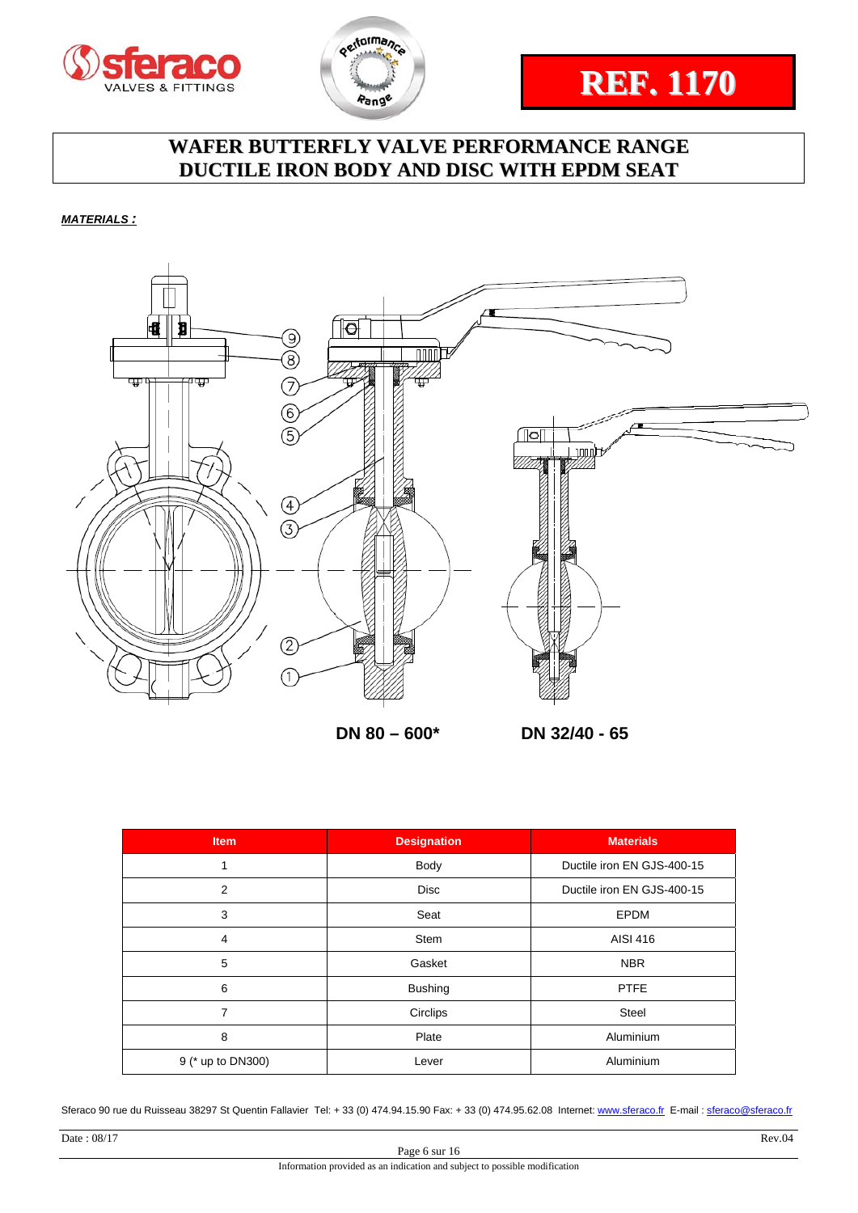**REF. 1170**

# WAFER BUTTERFLY VALVE PERFORMANCE RANGE
# DUCTILE IRON BODY AND DISC WITH EPDM SEAT

***MATERIALS :***

**DN 80 – 600***

**DN 32/40 - 65**

| Item | Designation | Materials |
|---|---|---|
| 1 | Body | Ductile iron EN GJS-400-15 |
| 2 | Disc | Ductile iron EN GJS-400-15 |
| 3 | Seat | EPDM |
| 4 | Stem | AISI 416 |
| 5 | Gasket | NBR |
| 6 | Bushing | PTFE |
| 7 | Circlips | Steel |
| 8 | Plate | Aluminium |
| 9 (* up to DN300) | Lever | Aluminium |

Sferaco 90 rue du Ruisseau 38297 St Quentin Fallavier Tel: + 33 (0) 474.94.15.90 Fax: + 33 (0) 474.95.62.08 Internet: www.sferaco.fr E-mail : sferaco@sferaco.fr

Date : 08/17 Rev.04

Information provided as an indication and subject to possible modification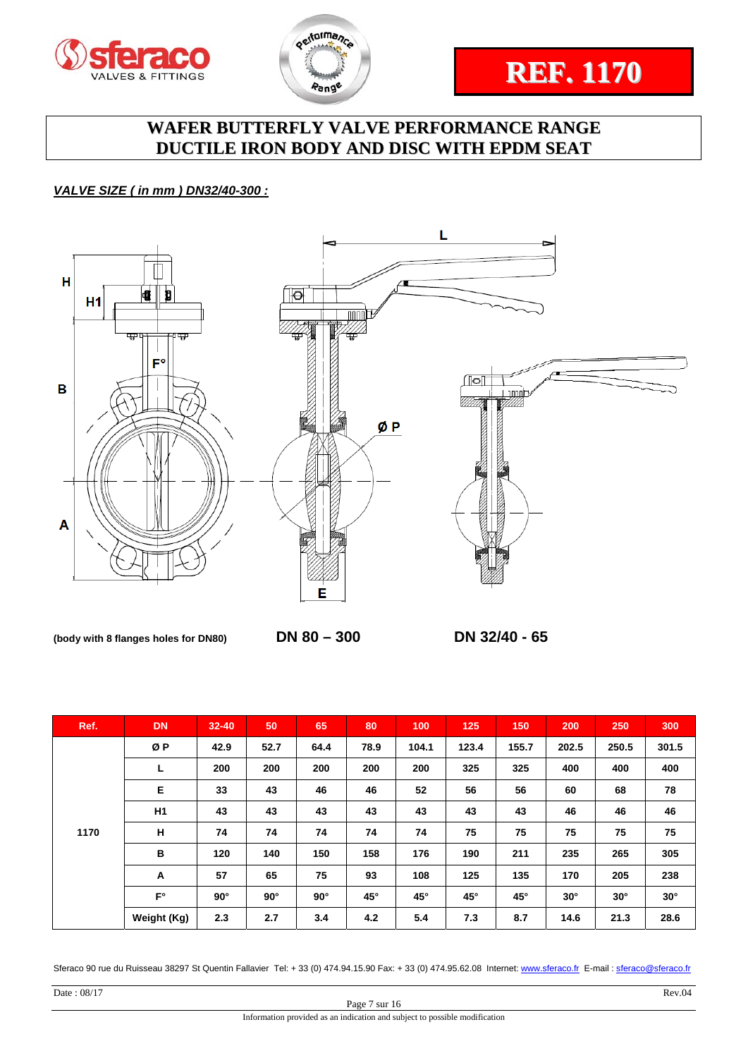REF. 1170

# WAFER BUTTERFLY VALVE PERFORMANCE RANGE
# DUCTILE IRON BODY AND DISC WITH EPDM SEAT

***VALVE SIZE ( in mm ) DN32/40-300 :***

**(body with 8 flanges holes for DN80)**

**DN 80 – 300**

**DN 32/40 - 65**

| Ref. | DN | 32-40 | 50 | 65 | 80 | 100 | 125 | 150 | 200 | 250 | 300 |
|---|---|---|---|---|---|---|---|---|---|---|---|
| 1170 | Ø P | 42.9 | 52.7 | 64.4 | 78.9 | 104.1 | 123.4 | 155.7 | 202.5 | 250.5 | 301.5 |
| | L | 200 | 200 | 200 | 200 | 200 | 325 | 325 | 400 | 400 | 400 |
| | E | 33 | 43 | 46 | 46 | 52 | 56 | 56 | 60 | 68 | 78 |
| | H1 | 43 | 43 | 43 | 43 | 43 | 43 | 43 | 46 | 46 | 46 |
| | H | 74 | 74 | 74 | 74 | 74 | 75 | 75 | 75 | 75 | 75 |
| | B | 120 | 140 | 150 | 158 | 176 | 190 | 211 | 235 | 265 | 305 |
| | A | 57 | 65 | 75 | 93 | 108 | 125 | 135 | 170 | 205 | 238 |
| | F° | 90° | 90° | 90° | 45° | 45° | 45° | 45° | 30° | 30° | 30° |
| | Weight (Kg) | 2.3 | 2.7 | 3.4 | 4.2 | 5.4 | 7.3 | 8.7 | 14.6 | 21.3 | 28.6 |

Sferaco 90 rue du Ruisseau 38297 St Quentin Fallavier Tel: + 33 (0) 474.94.15.90 Fax: + 33 (0) 474.95.62.08 Internet: www.sferaco.fr E-mail : sferaco@sferaco.fr

Date : 08/17 Rev.04

Information provided as an indication and subject to possible modification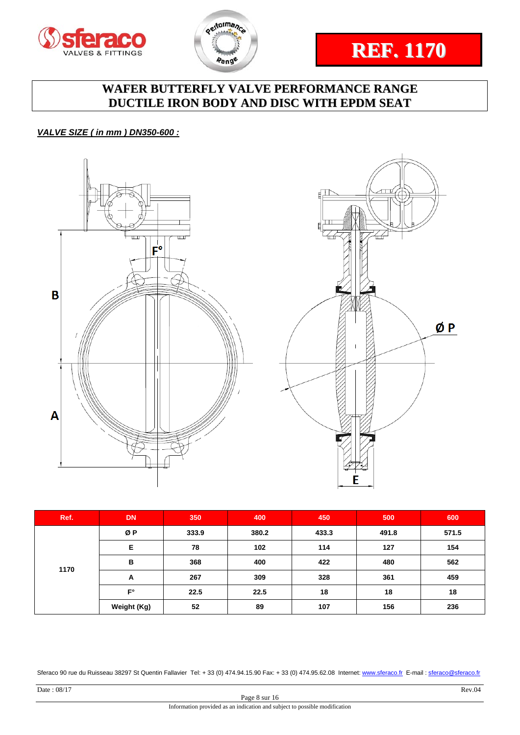REF. 1170

# WAFER BUTTERFLY VALVE PERFORMANCE RANGE
# DUCTILE IRON BODY AND DISC WITH EPDM SEAT

***VALVE SIZE ( in mm ) DN350-600 :***

| Ref. | DN | 350 | 400 | 450 | 500 | 600 |
|---|---|---|---|---|---|---|
| 1170 | Ø P | 333.9 | 380.2 | 433.3 | 491.8 | 571.5 |
| | E | 78 | 102 | 114 | 127 | 154 |
| | B | 368 | 400 | 422 | 480 | 562 |
| | A | 267 | 309 | 328 | 361 | 459 |
| | F° | 22.5 | 22.5 | 18 | 18 | 18 |
| | Weight (Kg) | 52 | 89 | 107 | 156 | 236 |

Sferaco 90 rue du Ruisseau 38297 St Quentin Fallavier Tel: + 33 (0) 474.94.15.90 Fax: + 33 (0) 474.95.62.08 Internet: www.sferaco.fr E-mail : sferaco@sferaco.fr

Date : 08/17 Rev.04

Information provided as an indication and subject to possible modification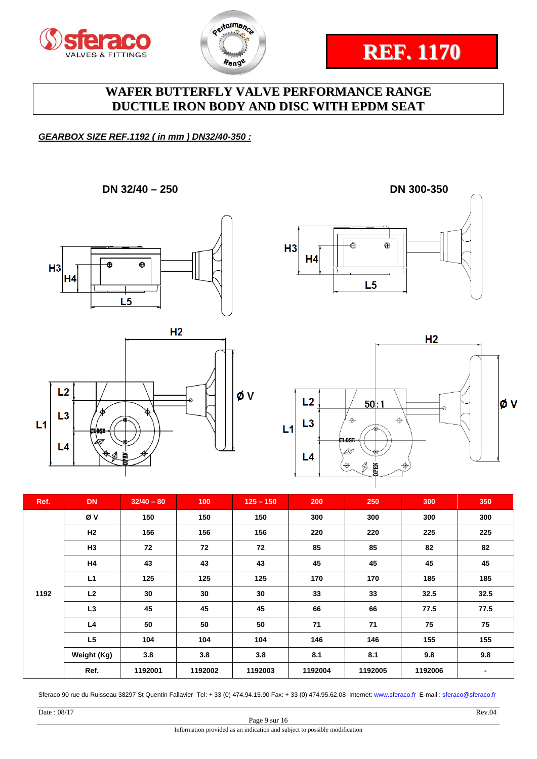**REF. 1170**

# WAFER BUTTERFLY VALVE PERFORMANCE RANGE
# DUCTILE IRON BODY AND DISC WITH EPDM SEAT

***GEARBOX SIZE REF.1192 ( in mm ) DN32/40-350 :***

**DN 32/40 – 250**

**DN 300-350**

| Ref. | DN | 32/40 – 80 | 100 | 125 – 150 | 200 | 250 | 300 | 350 |
|---|---|---|---|---|---|---|---|---|
| 1192 | Ø V | 150 | 150 | 150 | 300 | 300 | 300 | 300 |
| | H2 | 156 | 156 | 156 | 220 | 220 | 225 | 225 |
| | H3 | 72 | 72 | 72 | 85 | 85 | 82 | 82 |
| | H4 | 43 | 43 | 43 | 45 | 45 | 45 | 45 |
| | L1 | 125 | 125 | 125 | 170 | 170 | 185 | 185 |
| | L2 | 30 | 30 | 30 | 33 | 33 | 32.5 | 32.5 |
| | L3 | 45 | 45 | 45 | 66 | 66 | 77.5 | 77.5 |
| | L4 | 50 | 50 | 50 | 71 | 71 | 75 | 75 |
| | L5 | 104 | 104 | 104 | 146 | 146 | 155 | 155 |
| | Weight (Kg) | 3.8 | 3.8 | 3.8 | 8.1 | 8.1 | 9.8 | 9.8 |
| | Ref. | 1192001 | 1192002 | 1192003 | 1192004 | 1192005 | 1192006 | - |

Sferaco 90 rue du Ruisseau 38297 St Quentin Fallavier Tel: + 33 (0) 474.94.15.90 Fax: + 33 (0) 474.95.62.08 Internet: www.sferaco.fr E-mail : sferaco@sferaco.fr

Date : 08/17 Rev.04

Information provided as an indication and subject to possible modification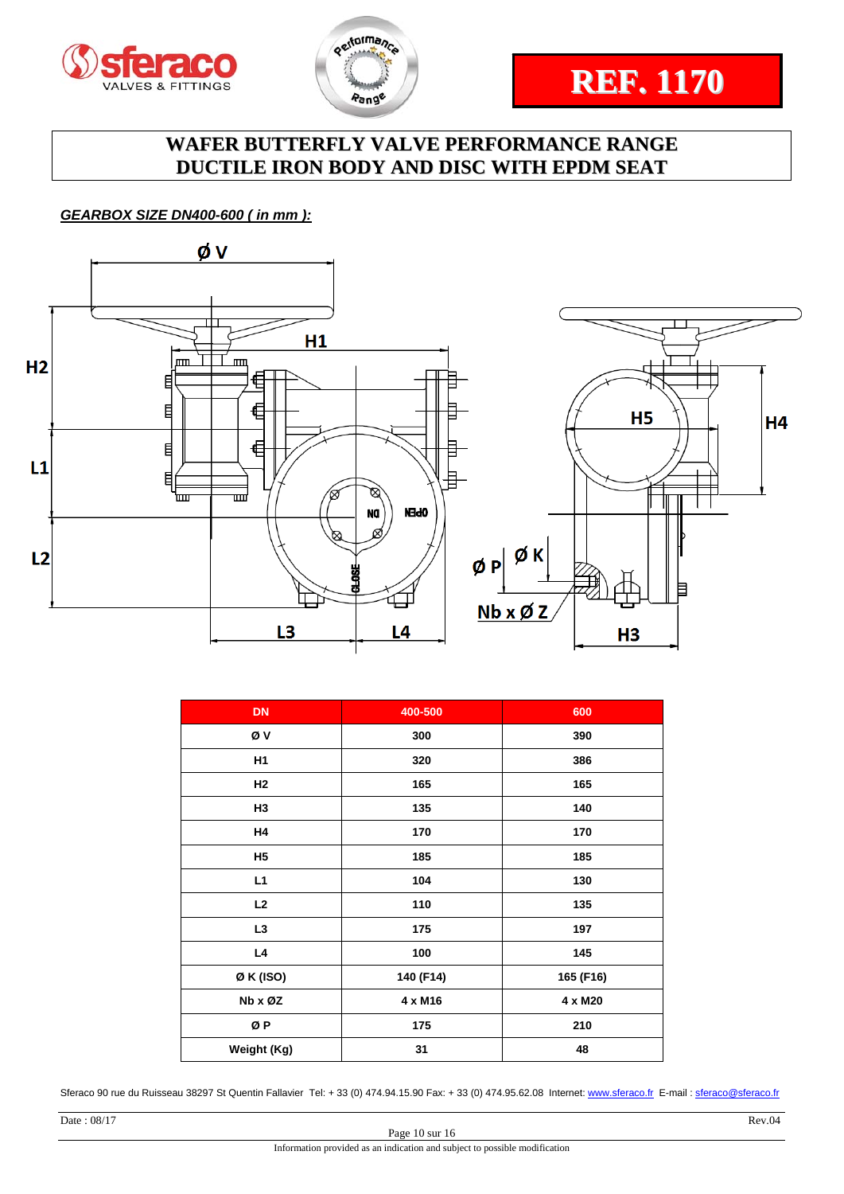**REF. 1170**

# WAFER BUTTERFLY VALVE PERFORMANCE RANGE
# DUCTILE IRON BODY AND DISC WITH EPDM SEAT

***GEARBOX SIZE DN400-600 ( in mm ):***

| DN | 400-500 | 600 |
|---|---|---|
| Ø V | 300 | 390 |
| H1 | 320 | 386 |
| H2 | 165 | 165 |
| H3 | 135 | 140 |
| H4 | 170 | 170 |
| H5 | 185 | 185 |
| L1 | 104 | 130 |
| L2 | 110 | 135 |
| L3 | 175 | 197 |
| L4 | 100 | 145 |
| Ø K (ISO) | 140 (F14) | 165 (F16) |
| Nb x ØZ | 4 x M16 | 4 x M20 |
| Ø P | 175 | 210 |
| Weight (Kg) | 31 | 48 |

Sferaco 90 rue du Ruisseau 38297 St Quentin Fallavier Tel: + 33 (0) 474.94.15.90 Fax: + 33 (0) 474.95.62.08 Internet: www.sferaco.fr E-mail : sferaco@sferaco.fr

Date : 08/17 Rev.04

Information provided as an indication and subject to possible modification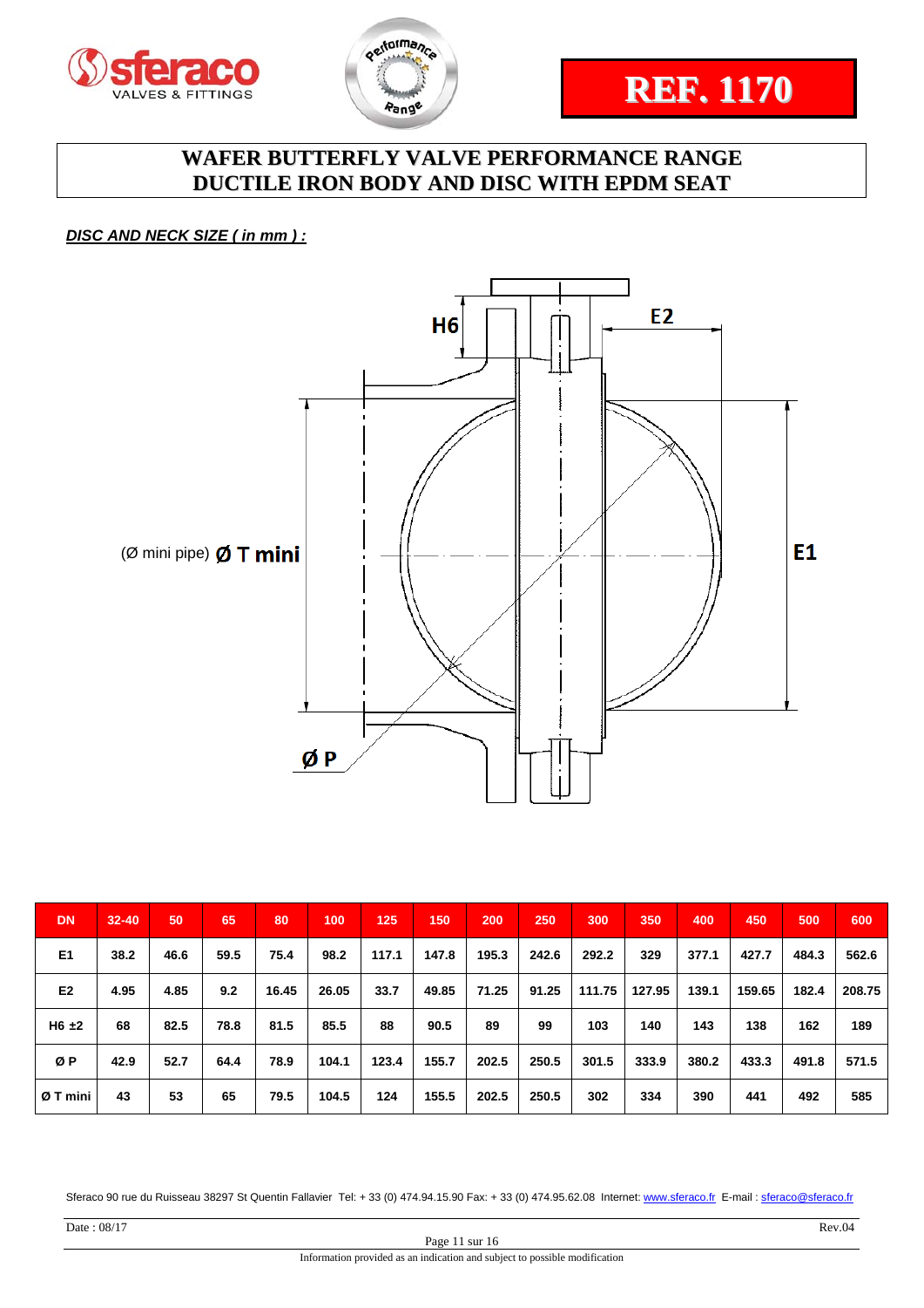REF. 1170

# WAFER BUTTERFLY VALVE PERFORMANCE RANGE
# DUCTILE IRON BODY AND DISC WITH EPDM SEAT

***DISC AND NECK SIZE ( in mm ) :***

H6

E2

E1

(Ø mini pipe) **Ø T mini**

**Ø P**

| DN | 32-40 | 50 | 65 | 80 | 100 | 125 | 150 | 200 | 250 | 300 | 350 | 400 | 450 | 500 | 600 |
|---|---|---|---|---|---|---|---|---|---|---|---|---|---|---|---|
| E1 | 38.2 | 46.6 | 59.5 | 75.4 | 98.2 | 117.1 | 147.8 | 195.3 | 242.6 | 292.2 | 329 | 377.1 | 427.7 | 484.3 | 562.6 |
| E2 | 4.95 | 4.85 | 9.2 | 16.45 | 26.05 | 33.7 | 49.85 | 71.25 | 91.25 | 111.75 | 127.95 | 139.1 | 159.65 | 182.4 | 208.75 |
| H6 ±2 | 68 | 82.5 | 78.8 | 81.5 | 85.5 | 88 | 90.5 | 89 | 99 | 103 | 140 | 143 | 138 | 162 | 189 |
| Ø P | 42.9 | 52.7 | 64.4 | 78.9 | 104.1 | 123.4 | 155.7 | 202.5 | 250.5 | 301.5 | 333.9 | 380.2 | 433.3 | 491.8 | 571.5 |
| Ø T mini | 43 | 53 | 65 | 79.5 | 104.5 | 124 | 155.5 | 202.5 | 250.5 | 302 | 334 | 390 | 441 | 492 | 585 |

Sferaco 90 rue du Ruisseau 38297 St Quentin Fallavier Tel: + 33 (0) 474.94.15.90 Fax: + 33 (0) 474.95.62.08 Internet: www.sferaco.fr E-mail : sferaco@sferaco.fr

Date : 08/17 Rev.04

Information provided as an indication and subject to possible modification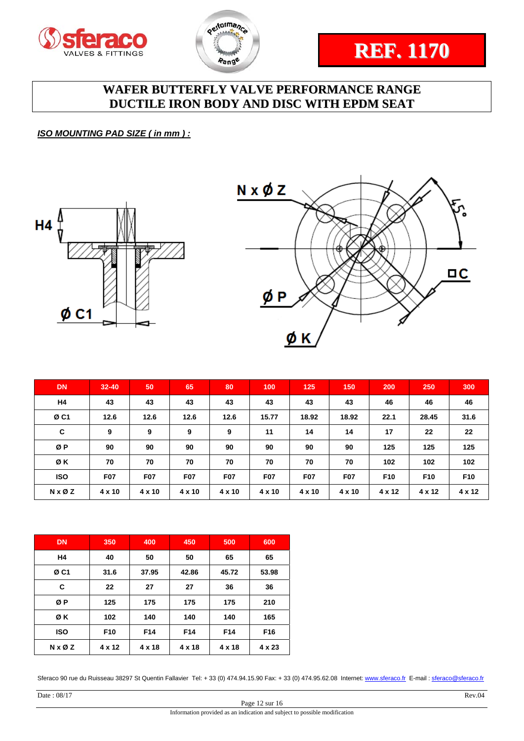# REF. 1170

## WAFER BUTTERFLY VALVE PERFORMANCE RANGE
## DUCTILE IRON BODY AND DISC WITH EPDM SEAT

***ISO MOUNTING PAD SIZE ( in mm ) :***

| DN | 32-40 | 50 | 65 | 80 | 100 | 125 | 150 | 200 | 250 | 300 |
|---|---|---|---|---|---|---|---|---|---|---|
| H4 | 43 | 43 | 43 | 43 | 43 | 43 | 43 | 46 | 46 | 46 |
| Ø C1 | 12.6 | 12.6 | 12.6 | 12.6 | 15.77 | 18.92 | 18.92 | 22.1 | 28.45 | 31.6 |
| C | 9 | 9 | 9 | 9 | 11 | 14 | 14 | 17 | 22 | 22 |
| Ø P | 90 | 90 | 90 | 90 | 90 | 90 | 90 | 125 | 125 | 125 |
| Ø K | 70 | 70 | 70 | 70 | 70 | 70 | 70 | 102 | 102 | 102 |
| ISO | F07 | F07 | F07 | F07 | F07 | F07 | F07 | F10 | F10 | F10 |
| N x Ø Z | 4 x 10 | 4 x 10 | 4 x 10 | 4 x 10 | 4 x 10 | 4 x 10 | 4 x 10 | 4 x 12 | 4 x 12 | 4 x 12 |

| DN | 350 | 400 | 450 | 500 | 600 |
|---|---|---|---|---|---|
| H4 | 40 | 50 | 50 | 65 | 65 |
| Ø C1 | 31.6 | 37.95 | 42.86 | 45.72 | 53.98 |
| C | 22 | 27 | 27 | 36 | 36 |
| Ø P | 125 | 175 | 175 | 175 | 210 |
| Ø K | 102 | 140 | 140 | 140 | 165 |
| ISO | F10 | F14 | F14 | F14 | F16 |
| N x Ø Z | 4 x 12 | 4 x 18 | 4 x 18 | 4 x 18 | 4 x 23 |

Sferaco 90 rue du Ruisseau 38297 St Quentin Fallavier Tel: + 33 (0) 474.94.15.90 Fax: + 33 (0) 474.95.62.08 Internet: www.sferaco.fr E-mail : sferaco@sferaco.fr

Date : 08/17 Rev.04

Information provided as an indication and subject to possible modification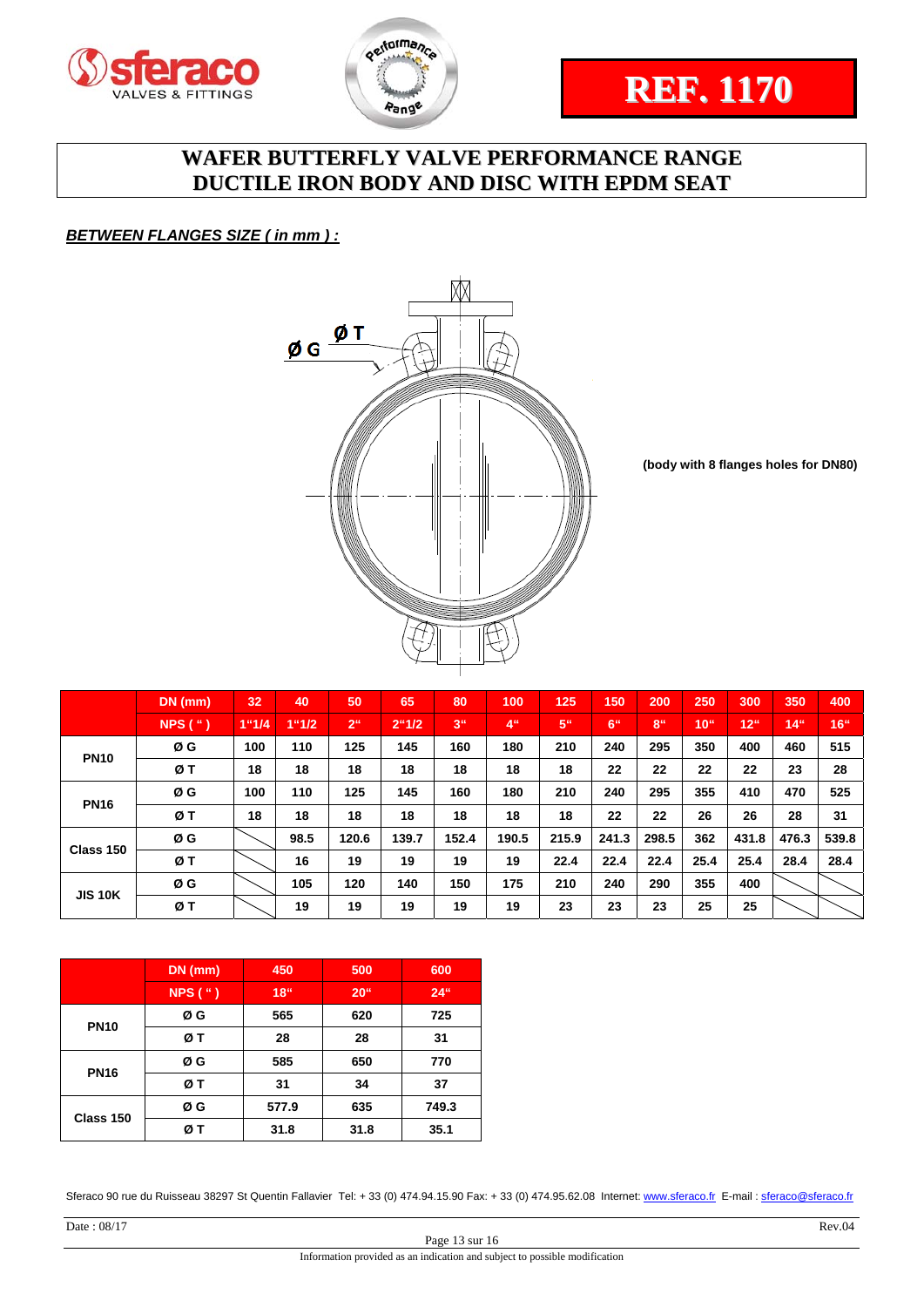REF. 1170

# WAFER BUTTERFLY VALVE PERFORMANCE RANGE
# DUCTILE IRON BODY AND DISC WITH EPDM SEAT

***BETWEEN FLANGES SIZE ( in mm ) :***

Ø G Ø T

(body with 8 flanges holes for DN80)

| | DN (mm) | 32 | 40 | 50 | 65 | 80 | 100 | 125 | 150 | 200 | 250 | 300 | 350 | 400 |
|---|---|---|---|---|---|---|---|---|---|---|---|---|---|---|
| | NPS ( " ) | 1"1/4 | 1"1/2 | 2" | 2"1/2 | 3" | 4" | 5" | 6" | 8" | 10" | 12" | 14" | 16" |
| PN10 | Ø G | 100 | 110 | 125 | 145 | 160 | 180 | 210 | 240 | 295 | 350 | 400 | 460 | 515 |
| | Ø T | 18 | 18 | 18 | 18 | 18 | 18 | 18 | 22 | 22 | 22 | 22 | 23 | 28 |
| PN16 | Ø G | 100 | 110 | 125 | 145 | 160 | 180 | 210 | 240 | 295 | 355 | 410 | 470 | 525 |
| | Ø T | 18 | 18 | 18 | 18 | 18 | 18 | 18 | 22 | 22 | 26 | 26 | 28 | 31 |
| Class 150 | Ø G | | 98.5 | 120.6 | 139.7 | 152.4 | 190.5 | 215.9 | 241.3 | 298.5 | 362 | 431.8 | 476.3 | 539.8 |
| | Ø T | | 16 | 19 | 19 | 19 | 19 | 22.4 | 22.4 | 22.4 | 25.4 | 25.4 | 28.4 | 28.4 |
| JIS 10K | Ø G | | 105 | 120 | 140 | 150 | 175 | 210 | 240 | 290 | 355 | 400 | | |
| | Ø T | | 19 | 19 | 19 | 19 | 19 | 23 | 23 | 23 | 25 | 25 | | |

| | DN (mm) | 450 | 500 | 600 |
|---|---|---|---|---|
| | NPS ( " ) | 18" | 20" | 24" |
| PN10 | Ø G | 565 | 620 | 725 |
| | Ø T | 28 | 28 | 31 |
| PN16 | Ø G | 585 | 650 | 770 |
| | Ø T | 31 | 34 | 37 |
| Class 150 | Ø G | 577.9 | 635 | 749.3 |
| | Ø T | 31.8 | 31.8 | 35.1 |

Sferaco 90 rue du Ruisseau 38297 St Quentin Fallavier Tel: + 33 (0) 474.94.15.90 Fax: + 33 (0) 474.95.62.08 Internet: www.sferaco.fr E-mail : sferaco@sferaco.fr

Date : 08/17 Rev.04

Information provided as an indication and subject to possible modification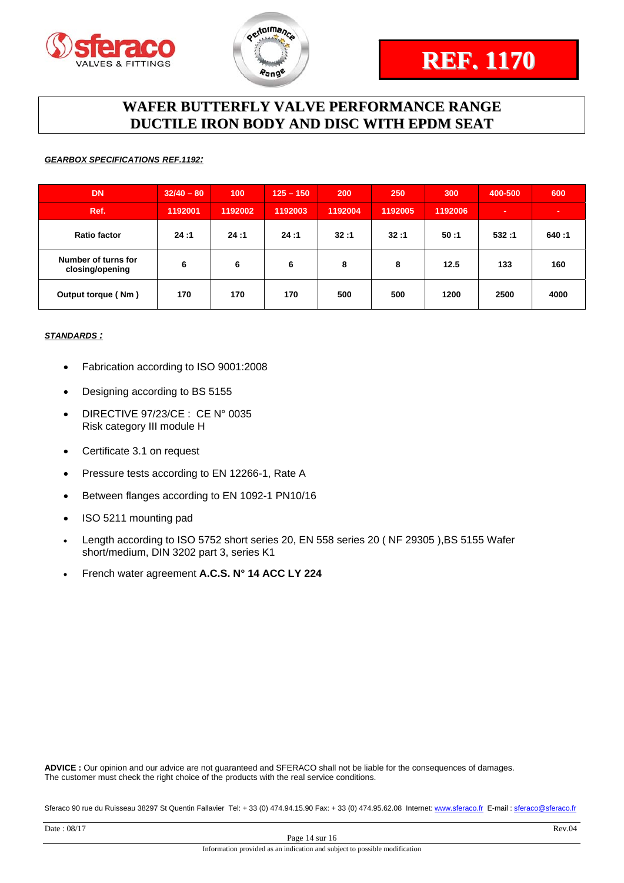# REF. 1170

## WAFER BUTTERFLY VALVE PERFORMANCE RANGE
## DUCTILE IRON BODY AND DISC WITH EPDM SEAT

***GEARBOX SPECIFICATIONS REF.1192:***

| DN | 32/40 – 80 | 100 | 125 – 150 | 200 | 250 | 300 | 400-500 | 600 |
|---|---|---|---|---|---|---|---|---|
| Ref. | 1192001 | 1192002 | 1192003 | 1192004 | 1192005 | 1192006 | - | - |
| Ratio factor | 24 :1 | 24 :1 | 24 :1 | 32 :1 | 32 :1 | 50 :1 | 532 :1 | 640 :1 |
| Number of turns for closing/opening | 6 | 6 | 6 | 8 | 8 | 12.5 | 133 | 160 |
| Output torque ( Nm ) | 170 | 170 | 170 | 500 | 500 | 1200 | 2500 | 4000 |

***STANDARDS :***

- Fabrication according to ISO 9001:2008
- Designing according to BS 5155
- DIRECTIVE 97/23/CE : CE N° 0035
  Risk category III module H
- Certificate 3.1 on request
- Pressure tests according to EN 12266-1, Rate A
- Between flanges according to EN 1092-1 PN10/16
- ISO 5211 mounting pad
- Length according to ISO 5752 short series 20, EN 558 series 20 ( NF 29305 ),BS 5155 Wafer short/medium, DIN 3202 part 3, series K1
- French water agreement **A.C.S. N° 14 ACC LY 224**

**ADVICE :** Our opinion and our advice are not guaranteed and SFERACO shall not be liable for the consequences of damages. The customer must check the right choice of the products with the real service conditions.

Sferaco 90 rue du Ruisseau 38297 St Quentin Fallavier Tel: + 33 (0) 474.94.15.90 Fax: + 33 (0) 474.95.62.08 Internet: www.sferaco.fr E-mail : sferaco@sferaco.fr

Date : 08/17 Rev.04

Information provided as an indication and subject to possible modification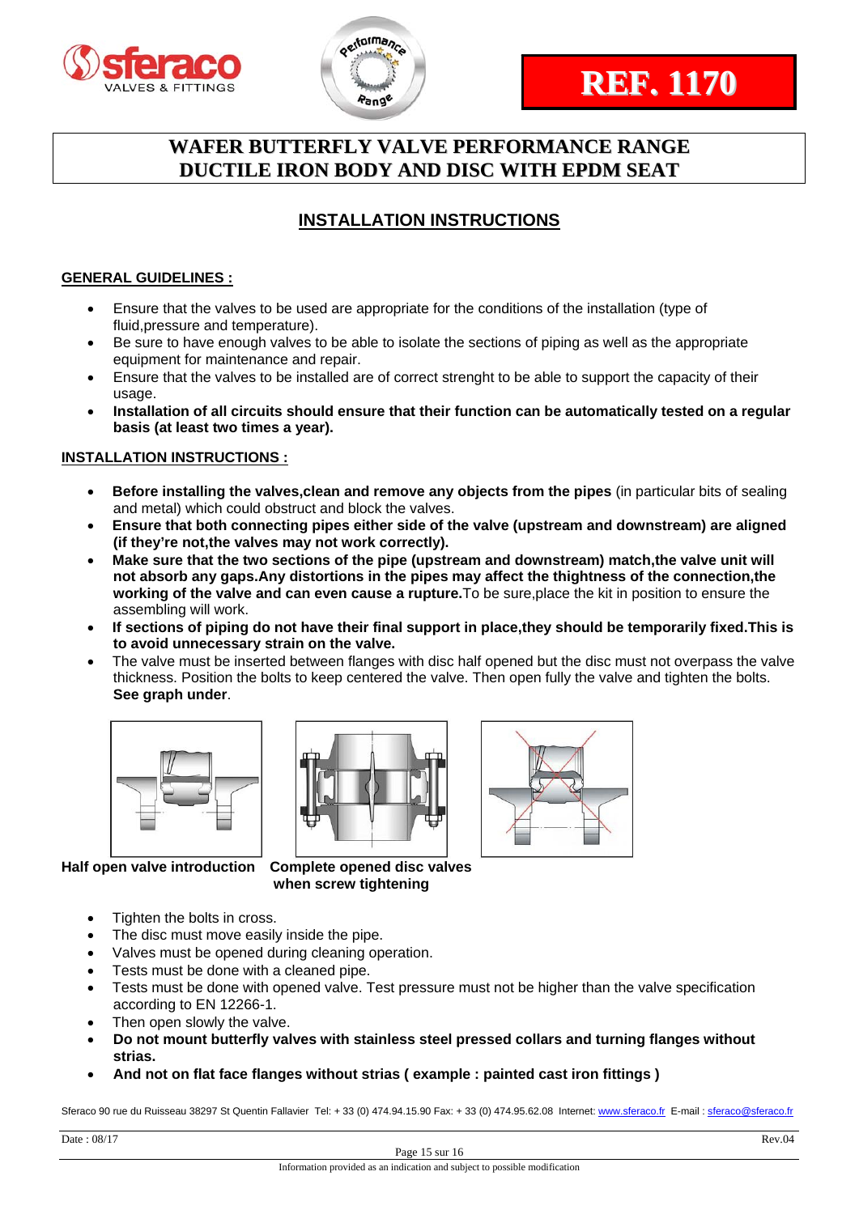**REF. 1170**

# WAFER BUTTERFLY VALVE PERFORMANCE RANGE
# DUCTILE IRON BODY AND DISC WITH EPDM SEAT

## INSTALLATION INSTRUCTIONS

### GENERAL GUIDELINES :

- Ensure that the valves to be used are appropriate for the conditions of the installation (type of fluid,pressure and temperature).
- Be sure to have enough valves to be able to isolate the sections of piping as well as the appropriate equipment for maintenance and repair.
- Ensure that the valves to be installed are of correct strenght to be able to support the capacity of their usage.
- **Installation of all circuits should ensure that their function can be automatically tested on a regular basis (at least two times a year).**

### INSTALLATION INSTRUCTIONS :

- **Before installing the valves,clean and remove any objects from the pipes** (in particular bits of sealing and metal) which could obstruct and block the valves.
- **Ensure that both connecting pipes either side of the valve (upstream and downstream) are aligned (if they're not,the valves may not work correctly).**
- **Make sure that the two sections of the pipe (upstream and downstream) match,the valve unit will not absorb any gaps.Any distortions in the pipes may affect the thightness of the connection,the working of the valve and can even cause a rupture.** To be sure,place the kit in position to ensure the assembling will work.
- **If sections of piping do not have their final support in place,they should be temporarily fixed.This is to avoid unnecessary strain on the valve.**
- The valve must be inserted between flanges with disc half opened but the disc must not overpass the valve thickness. Position the bolts to keep centered the valve. Then open fully the valve and tighten the bolts. **See graph under**.

**Half open valve introduction** **Complete opened disc valves when screw tightening**

- Tighten the bolts in cross.
- The disc must move easily inside the pipe.
- Valves must be opened during cleaning operation.
- Tests must be done with a cleaned pipe.
- Tests must be done with opened valve. Test pressure must not be higher than the valve specification according to EN 12266-1.
- Then open slowly the valve.
- **Do not mount butterfly valves with stainless steel pressed collars and turning flanges without strias.**
- **And not on flat face flanges without strias ( example : painted cast iron fittings )**

Sferaco 90 rue du Ruisseau 38297 St Quentin Fallavier Tel: + 33 (0) 474.94.15.90 Fax: + 33 (0) 474.95.62.08 Internet: www.sferaco.fr E-mail : sferaco@sferaco.fr

Date : 08/17 Rev.04

Information provided as an indication and subject to possible modification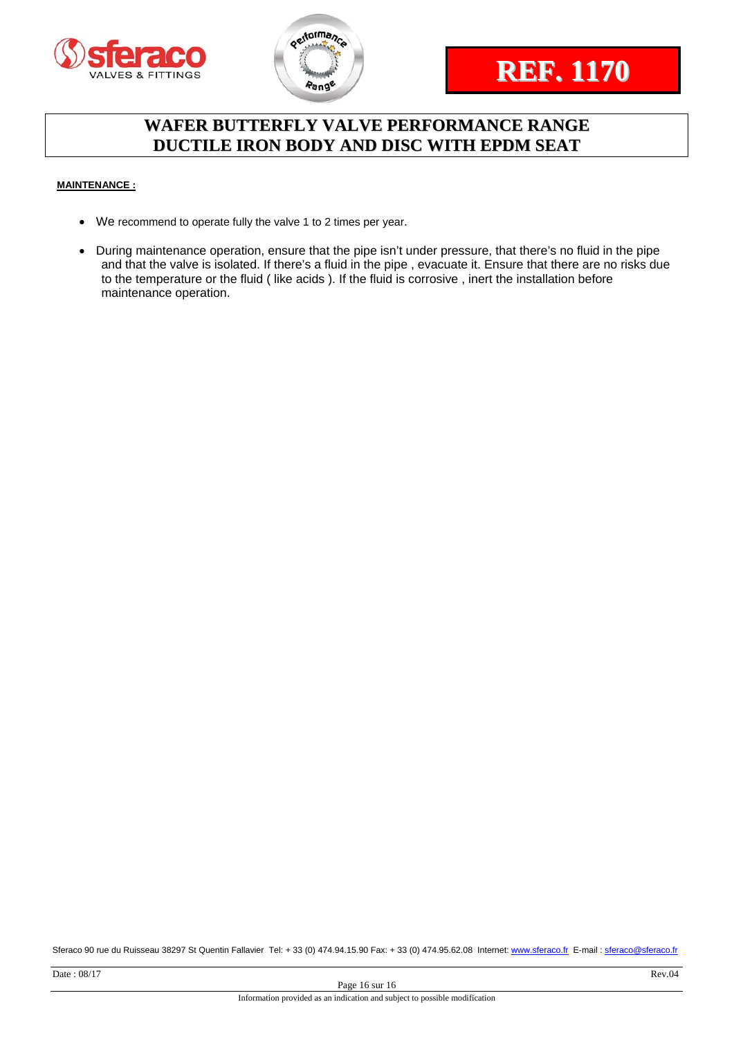# REF. 1170

## WAFER BUTTERFLY VALVE PERFORMANCE RANGE
## DUCTILE IRON BODY AND DISC WITH EPDM SEAT

**MAINTENANCE :**

- We recommend to operate fully the valve 1 to 2 times per year.
- During maintenance operation, ensure that the pipe isn't under pressure, that there's no fluid in the pipe and that the valve is isolated. If there's a fluid in the pipe , evacuate it. Ensure that there are no risks due to the temperature or the fluid ( like acids ). If the fluid is corrosive , inert the installation before maintenance operation.

Sferaco 90 rue du Ruisseau 38297 St Quentin Fallavier Tel: + 33 (0) 474.94.15.90 Fax: + 33 (0) 474.95.62.08 Internet: www.sferaco.fr E-mail : sferaco@sferaco.fr

Date : 08/17 Rev.04

Information provided as an indication and subject to possible modification